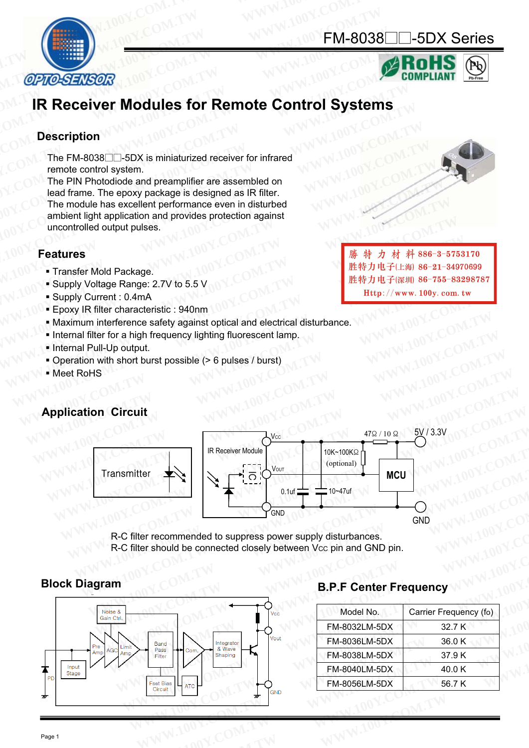# FM-8038□□-5DX Series

## IR Receiver Modules for Remote Control Systems

### Description

The FM-8038□□-5DX is miniaturized receiver for infrared remote control system.
The PIN Photodiode and preamplifier are assembled on lead frame. The epoxy package is designed as IR filter.
The module has excellent performance even in disturbed ambient light application and provides protection against uncontrolled output pulses.

勝特力材料 886-3-5753170
胜特力电子(上海) 86-21-34970699
胜特力电子(深圳) 86-755-83298787
Http://www.100y.com.tw

### Features

- Transfer Mold Package.
- Supply Voltage Range: 2.7V to 5.5 V
- Supply Current : 0.4mA
- Epoxy IR filter characteristic : 940nm
- Maximum interference safety against optical and electrical disturbance.
- Internal filter for a high frequency lighting fluorescent lamp.
- Internal Pull-Up output.
- Operation with short burst possible (> 6 pulses / burst)
- Meet RoHS

### Application Circuit

R-C filter recommended to suppress power supply disturbances.
R-C filter should be connected closely between Vcc pin and GND pin.

### Block Diagram

### B.P.F Center Frequency

| Model No. | Carrier Frequency (fo) |
|---|---|
| FM-8032LM-5DX | 32.7 K |
| FM-8036LM-5DX | 36.0 K |
| FM-8038LM-5DX | 37.9 K |
| FM-8040LM-5DX | 40.0 K |
| FM-8056LM-5DX | 56.7 K |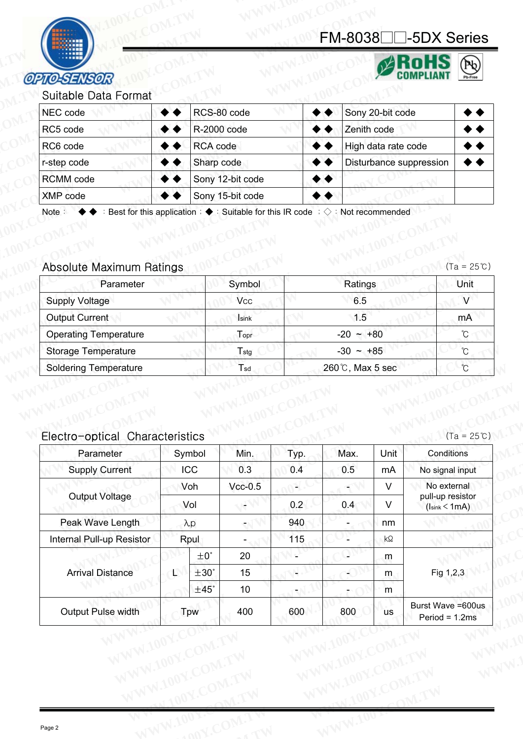## Suitable Data Format

| NEC code | ◆◆ | RCS-80 code | ◆◆ | Sony 20-bit code | ◆◆ |
|---|---|---|---|---|---|
| RC5 code | ◆◆ | R-2000 code | ◆◆ | Zenith code | ◆◆ |
| RC6 code | ◆◆ | RCA code | ◆◆ | High data rate code | ◆◆ |
| r-step code | ◆◆ | Sharp code | ◆◆ | Disturbance suppression | ◆◆ |
| RCMM code | ◆◆ | Sony 12-bit code | ◆◆ | | |
| XMP code | ◆◆ | Sony 15-bit code | ◆◆ | | |

Note： ◆◆ ：Best for this application；◆：Suitable for this IR code ；◇：Not recommended

## Absolute Maximum Ratings

(Ta = 25℃)

| Parameter | Symbol | Ratings | Unit |
|---|---|---|---|
| Supply Voltage | $V_{CC}$ | 6.5 | V |
| Output Current | $I_{sink}$ | 1.5 | mA |
| Operating Temperature | $T_{opr}$ | -20 ~ +80 | ℃ |
| Storage Temperature | $T_{stg}$ | -30 ~ +85 | ℃ |
| Soldering Temperature | $T_{sd}$ | 260℃, Max 5 sec | ℃ |

## Electro−optical Characteristics

(Ta = 25℃)

| Parameter | Symbol | | Min. | Typ. | Max. | Unit | Conditions |
|---|---|---|---|---|---|---|---|
| Supply Current | ICC | | 0.3 | 0.4 | 0.5 | mA | No signal input |
| Output Voltage | Voh | | Vcc-0.5 | - | - | V | No external pull-up resistor ($I_{sink}$ < 1mA) |
| | Vol | | - | 0.2 | 0.4 | V | |
| Peak Wave Length | λp | | - | 940 | - | nm | |
| Internal Pull-up Resistor | Rpul | | - | 115 | - | kΩ | |
| Arrival Distance | L | ±0˚ | 20 | - | - | m | Fig 1,2,3 |
| | | ±30˚ | 15 | - | - | m | |
| | | ±45˚ | 10 | - | - | m | |
| Output Pulse width | Tpw | | 400 | 600 | 800 | us | Burst Wave =600us Period = 1.2ms |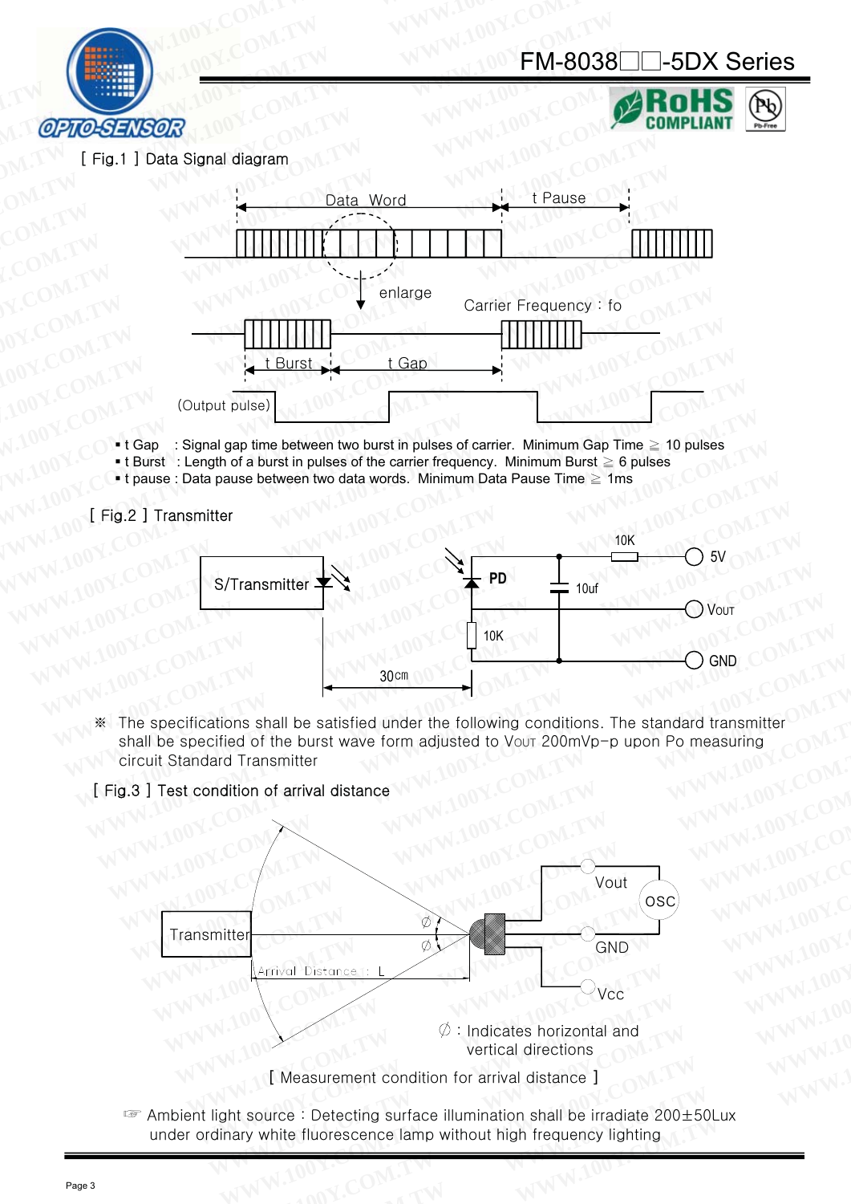[ Fig.1 ] Data Signal diagram

Data Word — t Pause

enlarge — Carrier Frequency : fo

t Burst — t Gap

(Output pulse)

- t Gap : Signal gap time between two burst in pulses of carrier. Minimum Gap Time ≧ 10 pulses
- t Burst : Length of a burst in pulses of the carrier frequency. Minimum Burst ≧ 6 pulses
- t pause : Data pause between two data words. Minimum Data Pause Time ≧ 1ms

[ Fig.2 ] Transmitter

S/Transmitter — PD — 10K — 5V — 10uf — VOUT — 10K — GND — 30cm

※ The specifications shall be satisfied under the following conditions. The standard transmitter shall be specified of the burst wave form adjusted to VOUT 200mVp-p upon Po measuring circuit Standard Transmitter

[ Fig.3 ] Test condition of arrival distance

Transmitter — Arrival Distance : L — ∅ — ∅ — Vout — OSC — GND — Vcc

∅ : Indicates horizontal and vertical directions

[ Measurement condition for arrival distance ]

☞ Ambient light source : Detecting surface illumination shall be irradiate 200±50Lux under ordinary white fluorescence lamp without high frequency lighting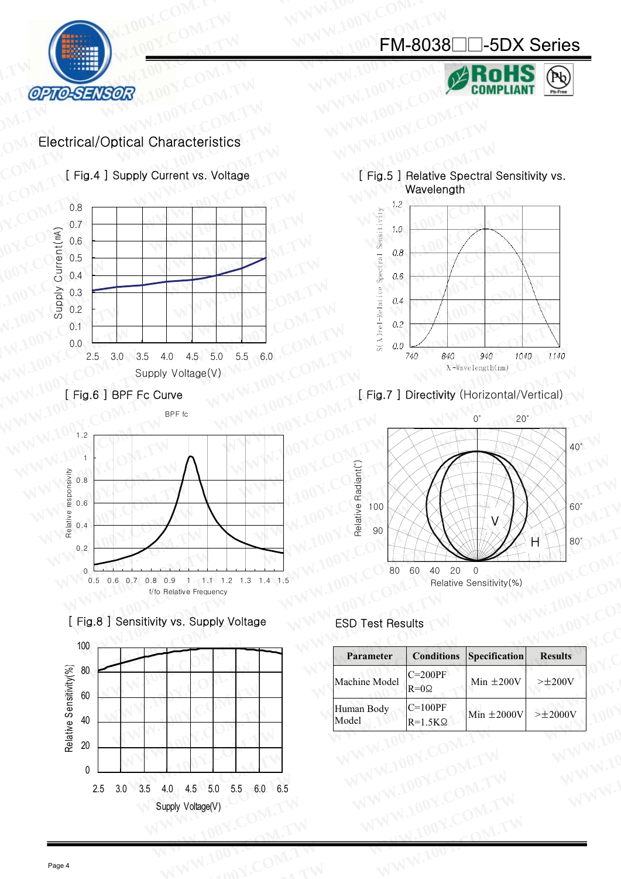## Electrical/Optical Characteristics

[ Fig.4 ] Supply Current vs. Voltage

[ Fig.5 ] Relative Spectral Sensitivity vs. Wavelength

[ Fig.6 ] BPF Fc Curve

[ Fig.7 ] Directivity (Horizontal/Vertical)

[ Fig.8 ] Sensitivity vs. Supply Voltage

### ESD Test Results

| Parameter | Conditions | Specification | Results |
|---|---|---|---|
| Machine Model | C=200PF R=0Ω | Min ±200V | >±200V |
| Human Body Model | C=100PF R=1.5KΩ | Min ±2000V | >±2000V |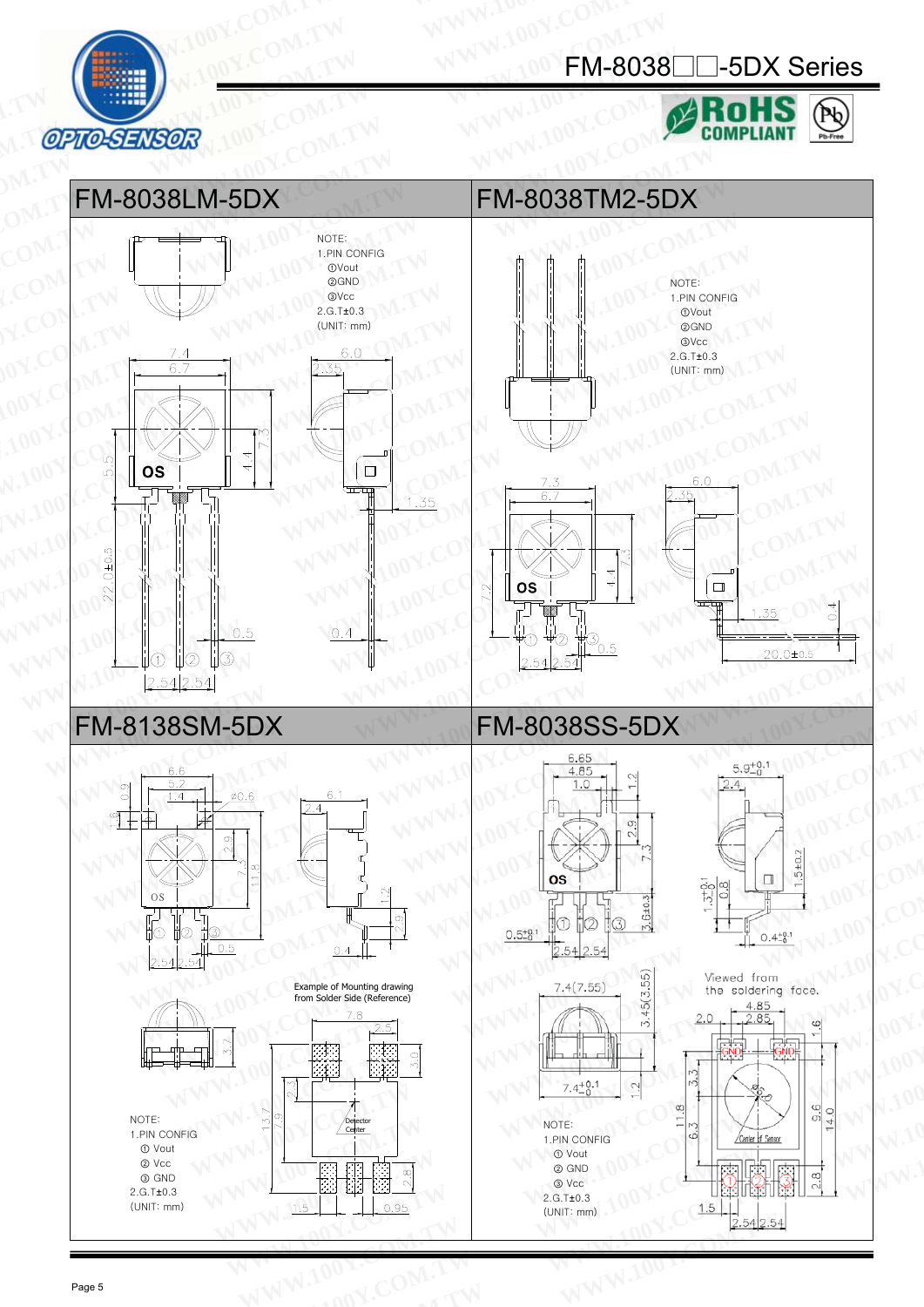# FM-8038□□-5DX Series

RoHS COMPLIANT

## FM-8038LM-5DX

NOTE:
1.PIN CONFIG
① Vout
② GND
③ Vcc
2.G.T±0.3
(UNIT: mm)

## FM-8038TM2-5DX

NOTE:
1.PIN CONFIG
① Vout
② GND
③ Vcc
2.G.T±0.3
(UNIT: mm)

## FM-8138SM-5DX

Example of Mounting drawing from Solder Side (Reference)

NOTE:
1.PIN CONFIG
① Vout
② Vcc
③ GND
2.G.T±0.3
(UNIT: mm)

## FM-8038SS-5DX

Viewed from the soldering face.

NOTE:
1.PIN CONFIG
① Vout
② GND
③ Vcc
2.G.T±0.3
(UNIT: mm)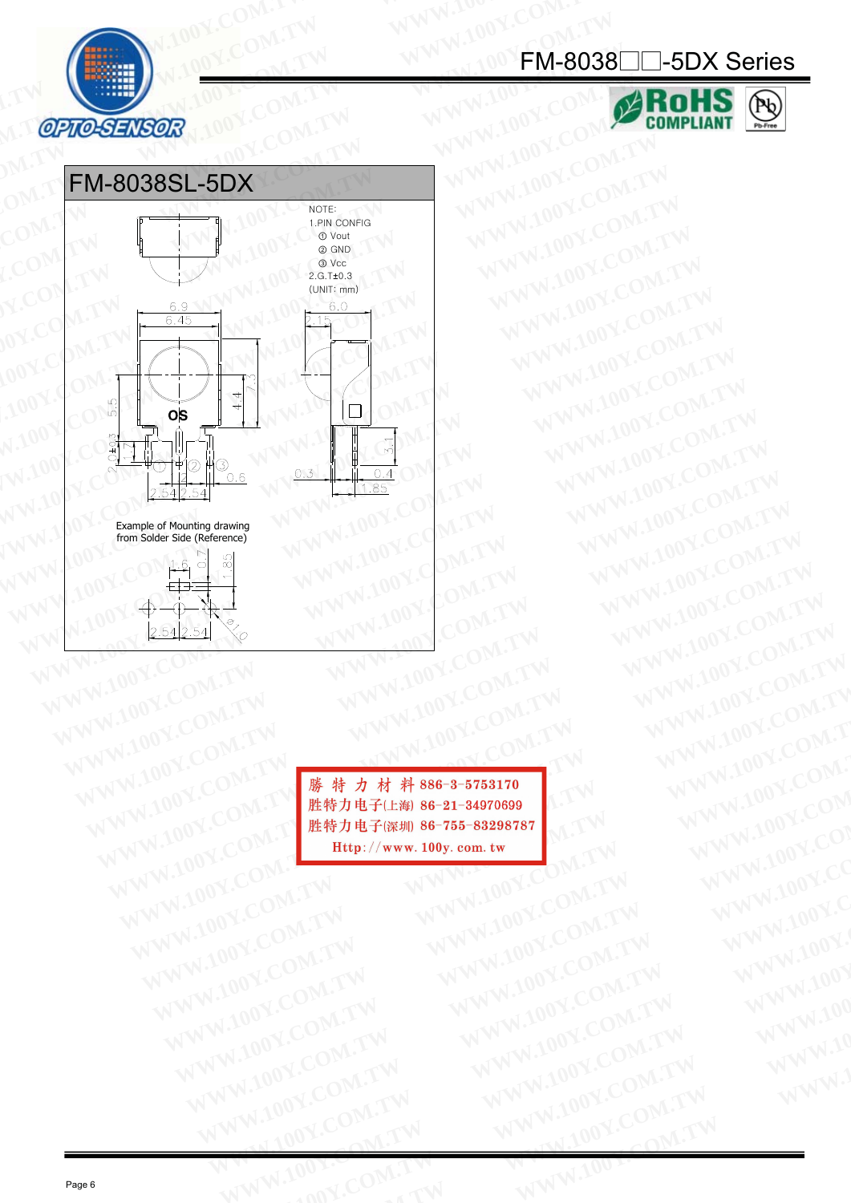# FM-8038SL-5DX

NOTE:

1.PIN CONFIG

① Vout

② GND

③ Vcc

2.G.T±0.3

(UNIT: mm)

6.9

6.45

6.0

2.15

5.5

4.4

7.3

OS

2.0±0.3

1.7

① ② ③

0.6

2.54 2.54

0.3

3.1

0.4

1.85

Example of Mounting drawing from Solder Side (Reference)

1.6

0.7

1.85

2.54 2.54

ø1.0

勝 特 力 材 料 886-3-5753170

胜特力电子(上海) 86-21-34970699

胜特力电子(深圳) 86-755-83298787

Http://www.100y.com.tw